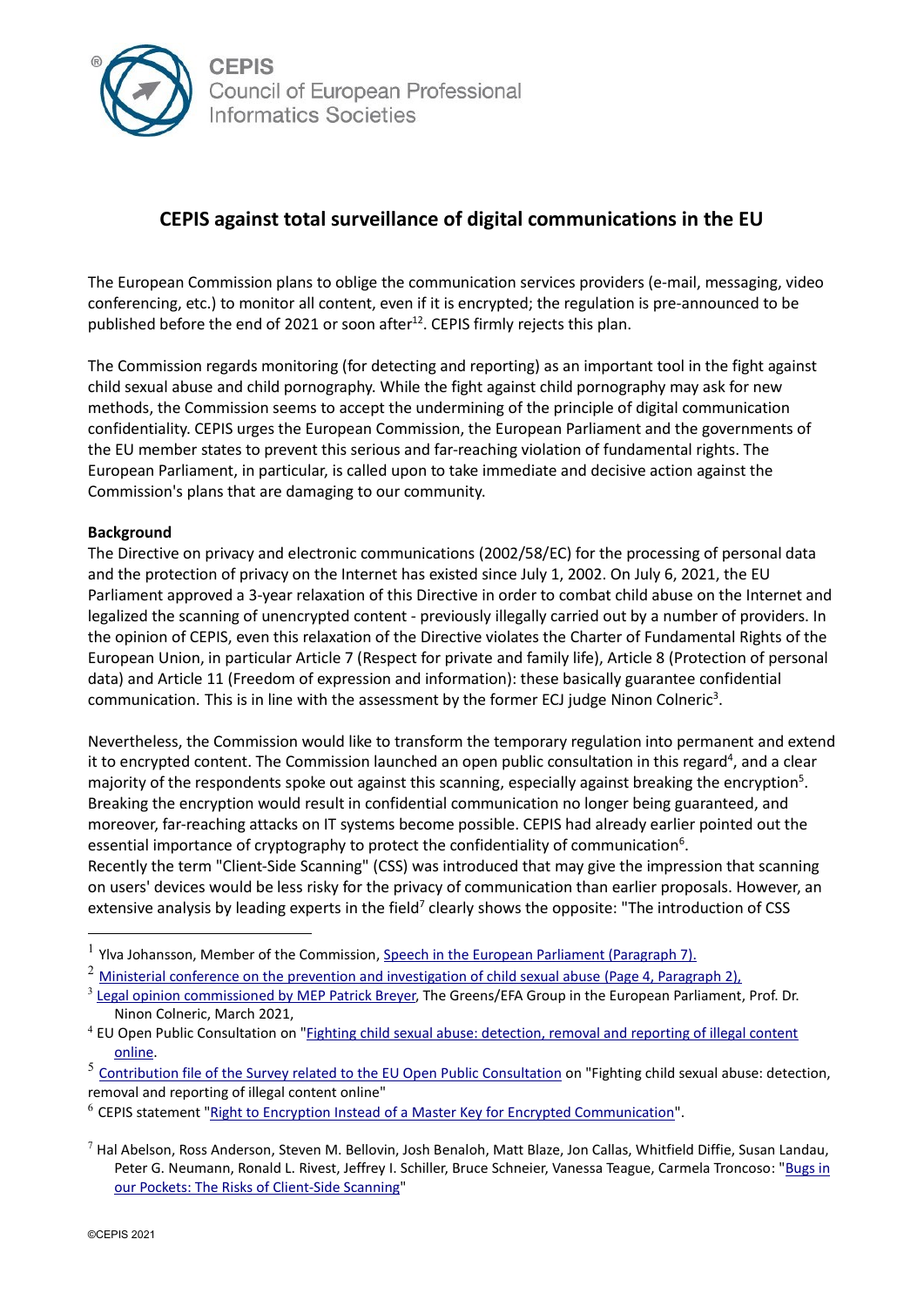**CEPIS**
Council of European Professional Informatics Societies

# CEPIS against total surveillance of digital communications in the EU

The European Commission plans to oblige the communication services providers (e-mail, messaging, video conferencing, etc.) to monitor all content, even if it is encrypted; the regulation is pre-announced to be published before the end of 2021 or soon after[1,2]. CEPIS firmly rejects this plan.

The Commission regards monitoring (for detecting and reporting) as an important tool in the fight against child sexual abuse and child pornography. While the fight against child pornography may ask for new methods, the Commission seems to accept the undermining of the principle of digital communication confidentiality. CEPIS urges the European Commission, the European Parliament and the governments of the EU member states to prevent this serious and far-reaching violation of fundamental rights. The European Parliament, in particular, is called upon to take immediate and decisive action against the Commission's plans that are damaging to our community.

**Background**

The Directive on privacy and electronic communications (2002/58/EC) for the processing of personal data and the protection of privacy on the Internet has existed since July 1, 2002. On July 6, 2021, the EU Parliament approved a 3-year relaxation of this Directive in order to combat child abuse on the Internet and legalized the scanning of unencrypted content - previously illegally carried out by a number of providers. In the opinion of CEPIS, even this relaxation of the Directive violates the Charter of Fundamental Rights of the European Union, in particular Article 7 (Respect for private and family life), Article 8 (Protection of personal data) and Article 11 (Freedom of expression and information): these basically guarantee confidential communication. This is in line with the assessment by the former ECJ judge Ninon Colneric[3].

Nevertheless, the Commission would like to transform the temporary regulation into permanent and extend it to encrypted content. The Commission launched an open public consultation in this regard[4], and a clear majority of the respondents spoke out against this scanning, especially against breaking the encryption[5]. Breaking the encryption would result in confidential communication no longer being guaranteed, and moreover, far-reaching attacks on IT systems become possible. CEPIS had already earlier pointed out the essential importance of cryptography to protect the confidentiality of communication[6].
Recently the term "Client-Side Scanning" (CSS) was introduced that may give the impression that scanning on users' devices would be less risky for the privacy of communication than earlier proposals. However, an extensive analysis by leading experts in the field[7] clearly shows the opposite: "The introduction of CSS

---

[1] Ylva Johansson, Member of the Commission, Speech in the European Parliament (Paragraph 7).

[2] Ministerial conference on the prevention and investigation of child sexual abuse (Page 4, Paragraph 2),

[3] Legal opinion commissioned by MEP Patrick Breyer, The Greens/EFA Group in the European Parliament, Prof. Dr. Ninon Colneric, March 2021,

[4] EU Open Public Consultation on "Fighting child sexual abuse: detection, removal and reporting of illegal content online.

[5] Contribution file of the Survey related to the EU Open Public Consultation on "Fighting child sexual abuse: detection, removal and reporting of illegal content online"

[6] CEPIS statement "Right to Encryption Instead of a Master Key for Encrypted Communication".

[7] Hal Abelson, Ross Anderson, Steven M. Bellovin, Josh Benaloh, Matt Blaze, Jon Callas, Whitfield Diffie, Susan Landau, Peter G. Neumann, Ronald L. Rivest, Jeffrey I. Schiller, Bruce Schneier, Vanessa Teague, Carmela Troncoso: "Bugs in our Pockets: The Risks of Client-Side Scanning"

©CEPIS 2021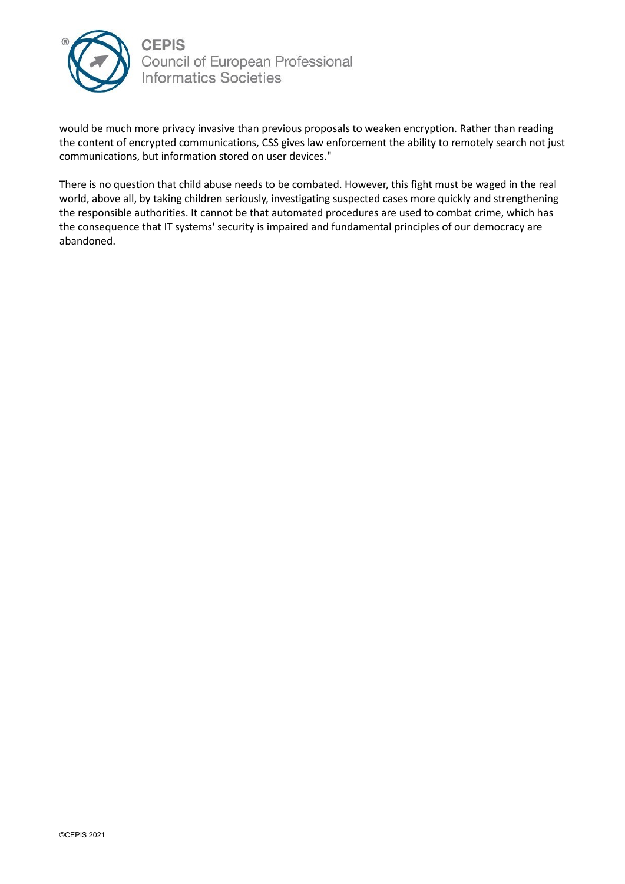would be much more privacy invasive than previous proposals to weaken encryption. Rather than reading the content of encrypted communications, CSS gives law enforcement the ability to remotely search not just communications, but information stored on user devices."

There is no question that child abuse needs to be combated. However, this fight must be waged in the real world, above all, by taking children seriously, investigating suspected cases more quickly and strengthening the responsible authorities. It cannot be that automated procedures are used to combat crime, which has the consequence that IT systems' security is impaired and fundamental principles of our democracy are abandoned.